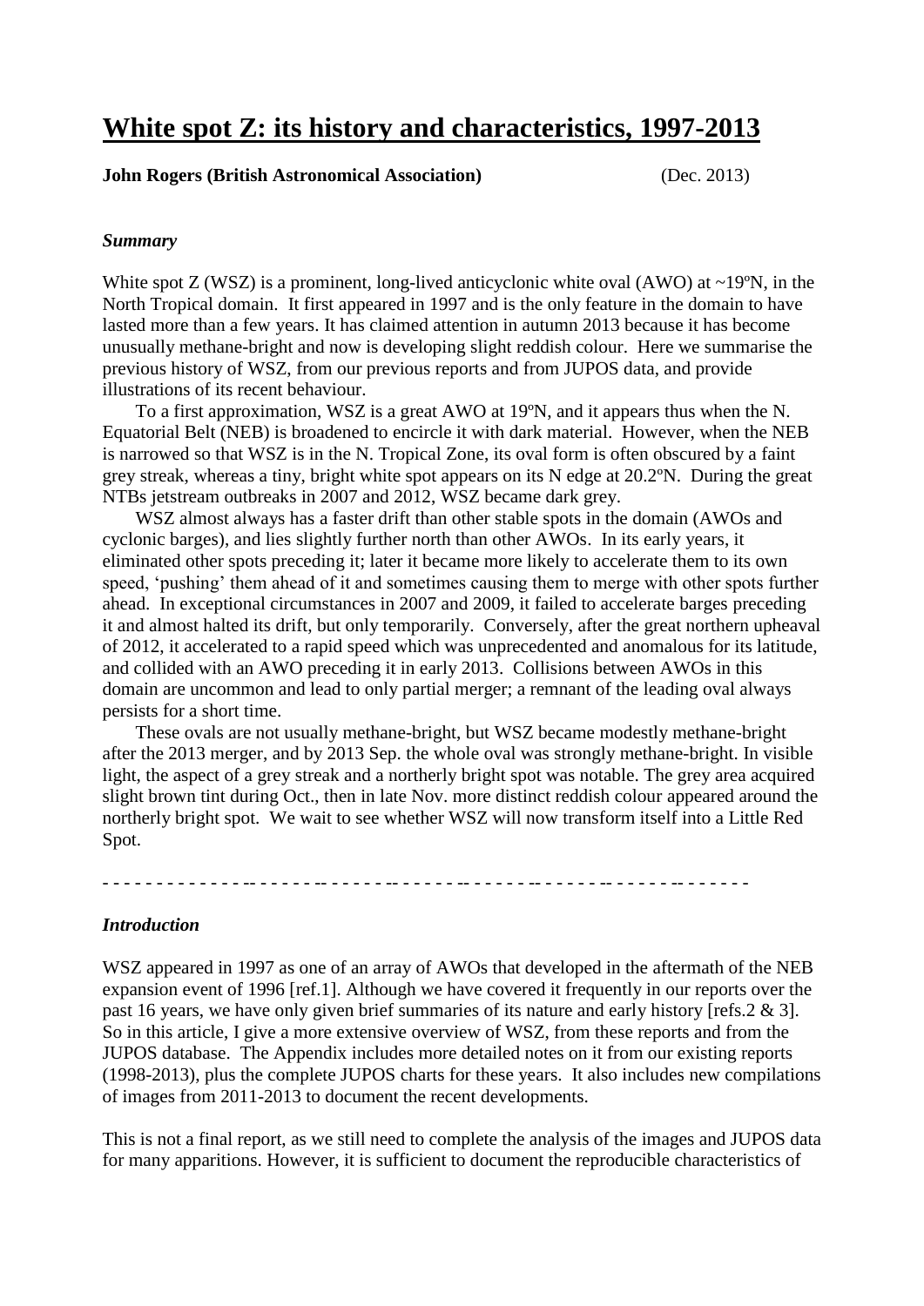# White spot Z: its history and characteristics, 1997-2013

**John Rogers (British Astronomical Association)** (Dec. 2013)

### *Summary*

White spot Z (WSZ) is a prominent, long-lived anticyclonic white oval (AWO) at ~19ºN, in the North Tropical domain. It first appeared in 1997 and is the only feature in the domain to have lasted more than a few years. It has claimed attention in autumn 2013 because it has become unusually methane-bright and now is developing slight reddish colour. Here we summarise the previous history of WSZ, from our previous reports and from JUPOS data, and provide illustrations of its recent behaviour.

To a first approximation, WSZ is a great AWO at 19ºN, and it appears thus when the N. Equatorial Belt (NEB) is broadened to encircle it with dark material. However, when the NEB is narrowed so that WSZ is in the N. Tropical Zone, its oval form is often obscured by a faint grey streak, whereas a tiny, bright white spot appears on its N edge at 20.2ºN. During the great NTBs jetstream outbreaks in 2007 and 2012, WSZ became dark grey.

WSZ almost always has a faster drift than other stable spots in the domain (AWOs and cyclonic barges), and lies slightly further north than other AWOs. In its early years, it eliminated other spots preceding it; later it became more likely to accelerate them to its own speed, 'pushing' them ahead of it and sometimes causing them to merge with other spots further ahead. In exceptional circumstances in 2007 and 2009, it failed to accelerate barges preceding it and almost halted its drift, but only temporarily. Conversely, after the great northern upheaval of 2012, it accelerated to a rapid speed which was unprecedented and anomalous for its latitude, and collided with an AWO preceding it in early 2013. Collisions between AWOs in this domain are uncommon and lead to only partial merger; a remnant of the leading oval always persists for a short time.

These ovals are not usually methane-bright, but WSZ became modestly methane-bright after the 2013 merger, and by 2013 Sep. the whole oval was strongly methane-bright. In visible light, the aspect of a grey streak and a northerly bright spot was notable. The grey area acquired slight brown tint during Oct., then in late Nov. more distinct reddish colour appeared around the northerly bright spot. We wait to see whether WSZ will now transform itself into a Little Red Spot.

- - - - - - - - - - - - - - - - - - - - - - - - - - - - - - - - - - - - - - - - - - - - - - - - - - - - - - - - - -

### *Introduction*

WSZ appeared in 1997 as one of an array of AWOs that developed in the aftermath of the NEB expansion event of 1996 [ref.1]. Although we have covered it frequently in our reports over the past 16 years, we have only given brief summaries of its nature and early history [refs.2 & 3]. So in this article, I give a more extensive overview of WSZ, from these reports and from the JUPOS database. The Appendix includes more detailed notes on it from our existing reports (1998-2013), plus the complete JUPOS charts for these years. It also includes new compilations of images from 2011-2013 to document the recent developments.

This is not a final report, as we still need to complete the analysis of the images and JUPOS data for many apparitions. However, it is sufficient to document the reproducible characteristics of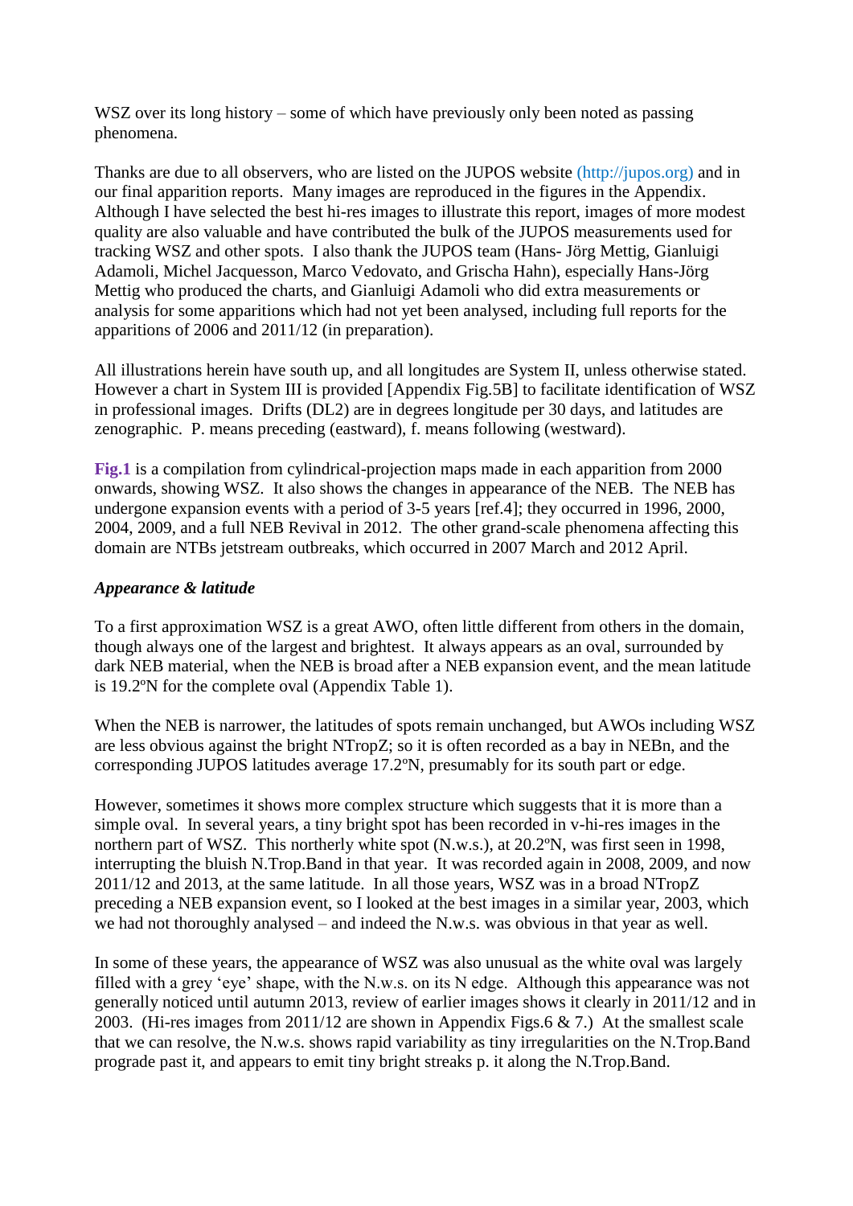WSZ over its long history – some of which have previously only been noted as passing phenomena.

Thanks are due to all observers, who are listed on the JUPOS website (http://jupos.org) and in our final apparition reports. Many images are reproduced in the figures in the Appendix. Although I have selected the best hi-res images to illustrate this report, images of more modest quality are also valuable and have contributed the bulk of the JUPOS measurements used for tracking WSZ and other spots. I also thank the JUPOS team (Hans- Jörg Mettig, Gianluigi Adamoli, Michel Jacquesson, Marco Vedovato, and Grischa Hahn), especially Hans-Jörg Mettig who produced the charts, and Gianluigi Adamoli who did extra measurements or analysis for some apparitions which had not yet been analysed, including full reports for the apparitions of 2006 and 2011/12 (in preparation).

All illustrations herein have south up, and all longitudes are System II, unless otherwise stated. However a chart in System III is provided [Appendix Fig.5B] to facilitate identification of WSZ in professional images. Drifts (DL2) are in degrees longitude per 30 days, and latitudes are zenographic. P. means preceding (eastward), f. means following (westward).

**Fig.1** is a compilation from cylindrical-projection maps made in each apparition from 2000 onwards, showing WSZ. It also shows the changes in appearance of the NEB. The NEB has undergone expansion events with a period of 3-5 years [ref.4]; they occurred in 1996, 2000, 2004, 2009, and a full NEB Revival in 2012. The other grand-scale phenomena affecting this domain are NTBs jetstream outbreaks, which occurred in 2007 March and 2012 April.

***Appearance & latitude***

To a first approximation WSZ is a great AWO, often little different from others in the domain, though always one of the largest and brightest. It always appears as an oval, surrounded by dark NEB material, when the NEB is broad after a NEB expansion event, and the mean latitude is 19.2ºN for the complete oval (Appendix Table 1).

When the NEB is narrower, the latitudes of spots remain unchanged, but AWOs including WSZ are less obvious against the bright NTropZ; so it is often recorded as a bay in NEBn, and the corresponding JUPOS latitudes average 17.2ºN, presumably for its south part or edge.

However, sometimes it shows more complex structure which suggests that it is more than a simple oval. In several years, a tiny bright spot has been recorded in v-hi-res images in the northern part of WSZ. This northerly white spot (N.w.s.), at 20.2ºN, was first seen in 1998, interrupting the bluish N.Trop.Band in that year. It was recorded again in 2008, 2009, and now 2011/12 and 2013, at the same latitude. In all those years, WSZ was in a broad NTropZ preceding a NEB expansion event, so I looked at the best images in a similar year, 2003, which we had not thoroughly analysed – and indeed the N.w.s. was obvious in that year as well.

In some of these years, the appearance of WSZ was also unusual as the white oval was largely filled with a grey 'eye' shape, with the N.w.s. on its N edge. Although this appearance was not generally noticed until autumn 2013, review of earlier images shows it clearly in 2011/12 and in 2003. (Hi-res images from 2011/12 are shown in Appendix Figs.6 & 7.) At the smallest scale that we can resolve, the N.w.s. shows rapid variability as tiny irregularities on the N.Trop.Band prograde past it, and appears to emit tiny bright streaks p. it along the N.Trop.Band.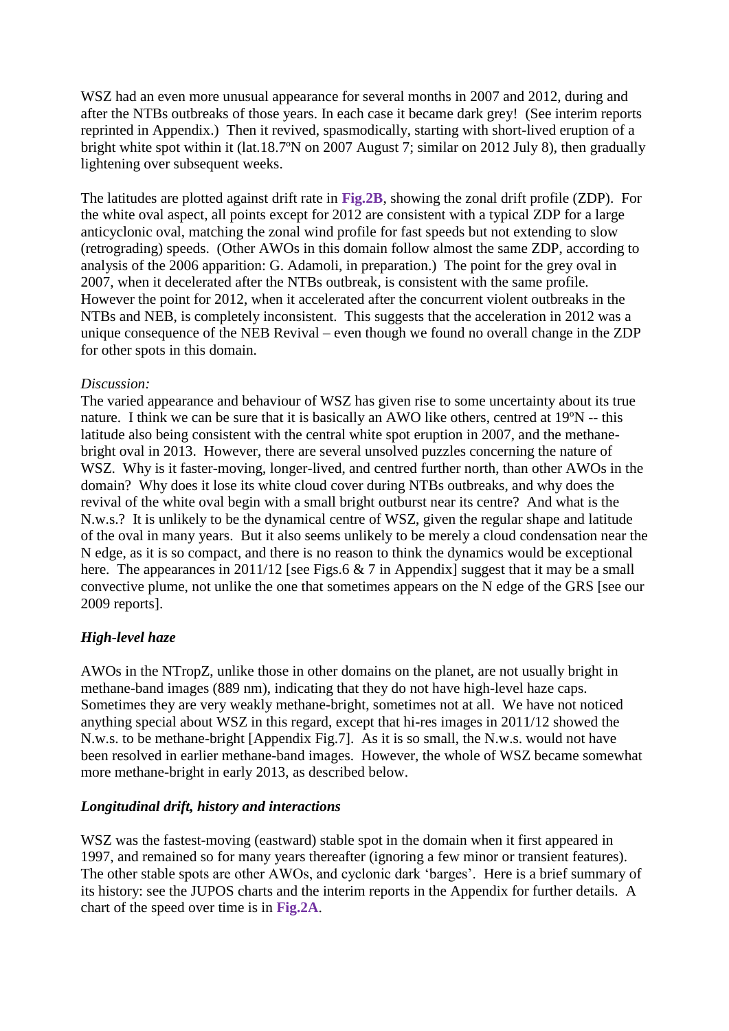WSZ had an even more unusual appearance for several months in 2007 and 2012, during and after the NTBs outbreaks of those years. In each case it became dark grey! (See interim reports reprinted in Appendix.) Then it revived, spasmodically, starting with short-lived eruption of a bright white spot within it (lat.18.7ºN on 2007 August 7; similar on 2012 July 8), then gradually lightening over subsequent weeks.

The latitudes are plotted against drift rate in **Fig.2B**, showing the zonal drift profile (ZDP). For the white oval aspect, all points except for 2012 are consistent with a typical ZDP for a large anticyclonic oval, matching the zonal wind profile for fast speeds but not extending to slow (retrograding) speeds. (Other AWOs in this domain follow almost the same ZDP, according to analysis of the 2006 apparition: G. Adamoli, in preparation.) The point for the grey oval in 2007, when it decelerated after the NTBs outbreak, is consistent with the same profile. However the point for 2012, when it accelerated after the concurrent violent outbreaks in the NTBs and NEB, is completely inconsistent. This suggests that the acceleration in 2012 was a unique consequence of the NEB Revival – even though we found no overall change in the ZDP for other spots in this domain.

*Discussion:*
The varied appearance and behaviour of WSZ has given rise to some uncertainty about its true nature. I think we can be sure that it is basically an AWO like others, centred at 19ºN -- this latitude also being consistent with the central white spot eruption in 2007, and the methane-bright oval in 2013. However, there are several unsolved puzzles concerning the nature of WSZ. Why is it faster-moving, longer-lived, and centred further north, than other AWOs in the domain? Why does it lose its white cloud cover during NTBs outbreaks, and why does the revival of the white oval begin with a small bright outburst near its centre? And what is the N.w.s.? It is unlikely to be the dynamical centre of WSZ, given the regular shape and latitude of the oval in many years. But it also seems unlikely to be merely a cloud condensation near the N edge, as it is so compact, and there is no reason to think the dynamics would be exceptional here. The appearances in 2011/12 [see Figs.6 & 7 in Appendix] suggest that it may be a small convective plume, not unlike the one that sometimes appears on the N edge of the GRS [see our 2009 reports].

### *High-level haze*

AWOs in the NTropZ, unlike those in other domains on the planet, are not usually bright in methane-band images (889 nm), indicating that they do not have high-level haze caps. Sometimes they are very weakly methane-bright, sometimes not at all. We have not noticed anything special about WSZ in this regard, except that hi-res images in 2011/12 showed the N.w.s. to be methane-bright [Appendix Fig.7]. As it is so small, the N.w.s. would not have been resolved in earlier methane-band images. However, the whole of WSZ became somewhat more methane-bright in early 2013, as described below.

### *Longitudinal drift, history and interactions*

WSZ was the fastest-moving (eastward) stable spot in the domain when it first appeared in 1997, and remained so for many years thereafter (ignoring a few minor or transient features). The other stable spots are other AWOs, and cyclonic dark 'barges'. Here is a brief summary of its history: see the JUPOS charts and the interim reports in the Appendix for further details. A chart of the speed over time is in **Fig.2A**.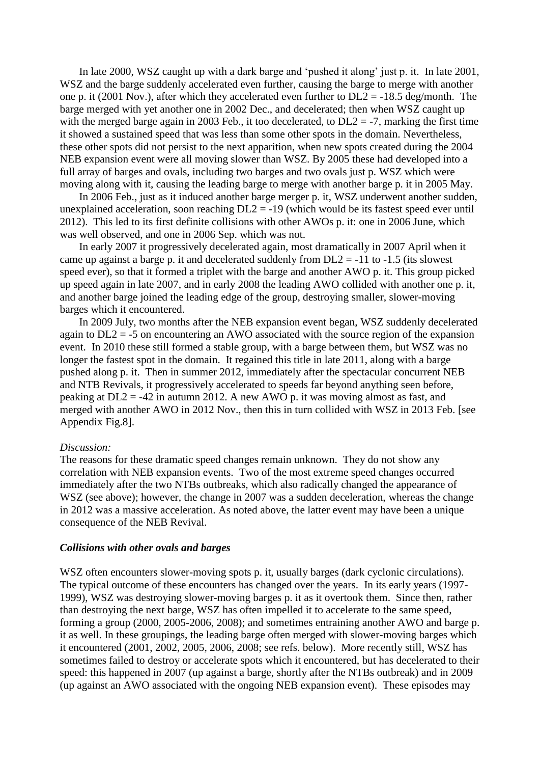In late 2000, WSZ caught up with a dark barge and 'pushed it along' just p. it. In late 2001, WSZ and the barge suddenly accelerated even further, causing the barge to merge with another one p. it (2001 Nov.), after which they accelerated even further to DL2 = -18.5 deg/month. The barge merged with yet another one in 2002 Dec., and decelerated; then when WSZ caught up with the merged barge again in 2003 Feb., it too decelerated, to DL2 = -7, marking the first time it showed a sustained speed that was less than some other spots in the domain. Nevertheless, these other spots did not persist to the next apparition, when new spots created during the 2004 NEB expansion event were all moving slower than WSZ. By 2005 these had developed into a full array of barges and ovals, including two barges and two ovals just p. WSZ which were moving along with it, causing the leading barge to merge with another barge p. it in 2005 May.

In 2006 Feb., just as it induced another barge merger p. it, WSZ underwent another sudden, unexplained acceleration, soon reaching DL2 = -19 (which would be its fastest speed ever until 2012). This led to its first definite collisions with other AWOs p. it: one in 2006 June, which was well observed, and one in 2006 Sep. which was not.

In early 2007 it progressively decelerated again, most dramatically in 2007 April when it came up against a barge p. it and decelerated suddenly from DL2 = -11 to -1.5 (its slowest speed ever), so that it formed a triplet with the barge and another AWO p. it. This group picked up speed again in late 2007, and in early 2008 the leading AWO collided with another one p. it, and another barge joined the leading edge of the group, destroying smaller, slower-moving barges which it encountered.

In 2009 July, two months after the NEB expansion event began, WSZ suddenly decelerated again to DL2 = -5 on encountering an AWO associated with the source region of the expansion event. In 2010 these still formed a stable group, with a barge between them, but WSZ was no longer the fastest spot in the domain. It regained this title in late 2011, along with a barge pushed along p. it. Then in summer 2012, immediately after the spectacular concurrent NEB and NTB Revivals, it progressively accelerated to speeds far beyond anything seen before, peaking at DL2 = -42 in autumn 2012. A new AWO p. it was moving almost as fast, and merged with another AWO in 2012 Nov., then this in turn collided with WSZ in 2013 Feb. [see Appendix Fig.8].

*Discussion:*

The reasons for these dramatic speed changes remain unknown. They do not show any correlation with NEB expansion events. Two of the most extreme speed changes occurred immediately after the two NTBs outbreaks, which also radically changed the appearance of WSZ (see above); however, the change in 2007 was a sudden deceleration, whereas the change in 2012 was a massive acceleration. As noted above, the latter event may have been a unique consequence of the NEB Revival.

### *Collisions with other ovals and barges*

WSZ often encounters slower-moving spots p. it, usually barges (dark cyclonic circulations). The typical outcome of these encounters has changed over the years. In its early years (1997-1999), WSZ was destroying slower-moving barges p. it as it overtook them. Since then, rather than destroying the next barge, WSZ has often impelled it to accelerate to the same speed, forming a group (2000, 2005-2006, 2008); and sometimes entraining another AWO and barge p. it as well. In these groupings, the leading barge often merged with slower-moving barges which it encountered (2001, 2002, 2005, 2006, 2008; see refs. below). More recently still, WSZ has sometimes failed to destroy or accelerate spots which it encountered, but has decelerated to their speed: this happened in 2007 (up against a barge, shortly after the NTBs outbreak) and in 2009 (up against an AWO associated with the ongoing NEB expansion event). These episodes may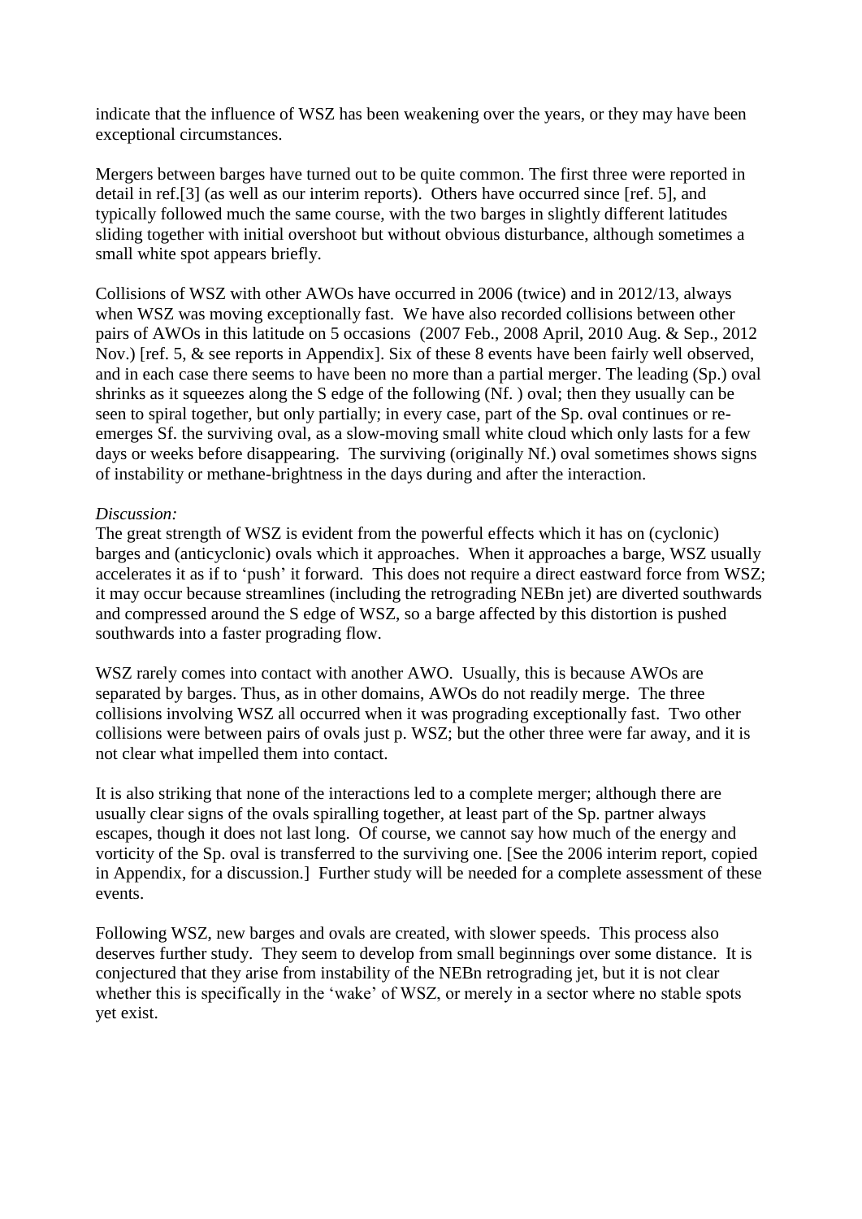indicate that the influence of WSZ has been weakening over the years, or they may have been exceptional circumstances.

Mergers between barges have turned out to be quite common. The first three were reported in detail in ref.[3] (as well as our interim reports). Others have occurred since [ref. 5], and typically followed much the same course, with the two barges in slightly different latitudes sliding together with initial overshoot but without obvious disturbance, although sometimes a small white spot appears briefly.

Collisions of WSZ with other AWOs have occurred in 2006 (twice) and in 2012/13, always when WSZ was moving exceptionally fast. We have also recorded collisions between other pairs of AWOs in this latitude on 5 occasions (2007 Feb., 2008 April, 2010 Aug. & Sep., 2012 Nov.) [ref. 5, & see reports in Appendix]. Six of these 8 events have been fairly well observed, and in each case there seems to have been no more than a partial merger. The leading (Sp.) oval shrinks as it squeezes along the S edge of the following (Nf. ) oval; then they usually can be seen to spiral together, but only partially; in every case, part of the Sp. oval continues or re-emerges Sf. the surviving oval, as a slow-moving small white cloud which only lasts for a few days or weeks before disappearing. The surviving (originally Nf.) oval sometimes shows signs of instability or methane-brightness in the days during and after the interaction.

*Discussion:*

The great strength of WSZ is evident from the powerful effects which it has on (cyclonic) barges and (anticyclonic) ovals which it approaches. When it approaches a barge, WSZ usually accelerates it as if to 'push' it forward. This does not require a direct eastward force from WSZ; it may occur because streamlines (including the retrograding NEBn jet) are diverted southwards and compressed around the S edge of WSZ, so a barge affected by this distortion is pushed southwards into a faster prograding flow.

WSZ rarely comes into contact with another AWO. Usually, this is because AWOs are separated by barges. Thus, as in other domains, AWOs do not readily merge. The three collisions involving WSZ all occurred when it was prograding exceptionally fast. Two other collisions were between pairs of ovals just p. WSZ; but the other three were far away, and it is not clear what impelled them into contact.

It is also striking that none of the interactions led to a complete merger; although there are usually clear signs of the ovals spiralling together, at least part of the Sp. partner always escapes, though it does not last long. Of course, we cannot say how much of the energy and vorticity of the Sp. oval is transferred to the surviving one. [See the 2006 interim report, copied in Appendix, for a discussion.] Further study will be needed for a complete assessment of these events.

Following WSZ, new barges and ovals are created, with slower speeds. This process also deserves further study. They seem to develop from small beginnings over some distance. It is conjectured that they arise from instability of the NEBn retrograding jet, but it is not clear whether this is specifically in the 'wake' of WSZ, or merely in a sector where no stable spots yet exist.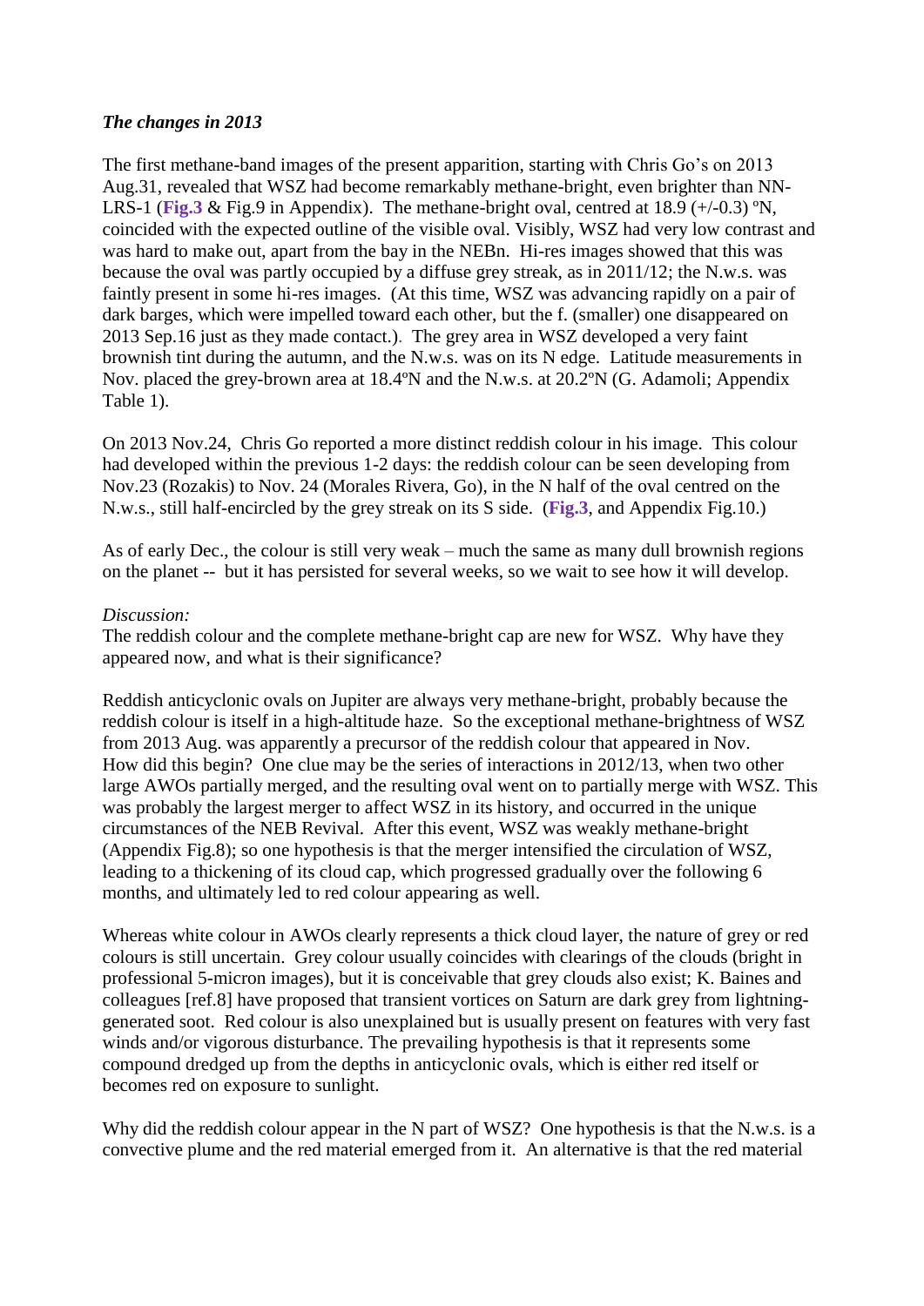***The changes in 2013***

The first methane-band images of the present apparition, starting with Chris Go's on 2013 Aug.31, revealed that WSZ had become remarkably methane-bright, even brighter than NN-LRS-1 (**Fig.3** & Fig.9 in Appendix). The methane-bright oval, centred at 18.9 (+/-0.3) ºN, coincided with the expected outline of the visible oval. Visibly, WSZ had very low contrast and was hard to make out, apart from the bay in the NEBn. Hi-res images showed that this was because the oval was partly occupied by a diffuse grey streak, as in 2011/12; the N.w.s. was faintly present in some hi-res images. (At this time, WSZ was advancing rapidly on a pair of dark barges, which were impelled toward each other, but the f. (smaller) one disappeared on 2013 Sep.16 just as they made contact.). The grey area in WSZ developed a very faint brownish tint during the autumn, and the N.w.s. was on its N edge. Latitude measurements in Nov. placed the grey-brown area at 18.4ºN and the N.w.s. at 20.2ºN (G. Adamoli; Appendix Table 1).

On 2013 Nov.24, Chris Go reported a more distinct reddish colour in his image. This colour had developed within the previous 1-2 days: the reddish colour can be seen developing from Nov.23 (Rozakis) to Nov. 24 (Morales Rivera, Go), in the N half of the oval centred on the N.w.s., still half-encircled by the grey streak on its S side. (**Fig.3**, and Appendix Fig.10.)

As of early Dec., the colour is still very weak – much the same as many dull brownish regions on the planet -- but it has persisted for several weeks, so we wait to see how it will develop.

*Discussion:*

The reddish colour and the complete methane-bright cap are new for WSZ. Why have they appeared now, and what is their significance?

Reddish anticyclonic ovals on Jupiter are always very methane-bright, probably because the reddish colour is itself in a high-altitude haze. So the exceptional methane-brightness of WSZ from 2013 Aug. was apparently a precursor of the reddish colour that appeared in Nov. How did this begin? One clue may be the series of interactions in 2012/13, when two other large AWOs partially merged, and the resulting oval went on to partially merge with WSZ. This was probably the largest merger to affect WSZ in its history, and occurred in the unique circumstances of the NEB Revival. After this event, WSZ was weakly methane-bright (Appendix Fig.8); so one hypothesis is that the merger intensified the circulation of WSZ, leading to a thickening of its cloud cap, which progressed gradually over the following 6 months, and ultimately led to red colour appearing as well.

Whereas white colour in AWOs clearly represents a thick cloud layer, the nature of grey or red colours is still uncertain. Grey colour usually coincides with clearings of the clouds (bright in professional 5-micron images), but it is conceivable that grey clouds also exist; K. Baines and colleagues [ref.8] have proposed that transient vortices on Saturn are dark grey from lightning-generated soot. Red colour is also unexplained but is usually present on features with very fast winds and/or vigorous disturbance. The prevailing hypothesis is that it represents some compound dredged up from the depths in anticyclonic ovals, which is either red itself or becomes red on exposure to sunlight.

Why did the reddish colour appear in the N part of WSZ? One hypothesis is that the N.w.s. is a convective plume and the red material emerged from it. An alternative is that the red material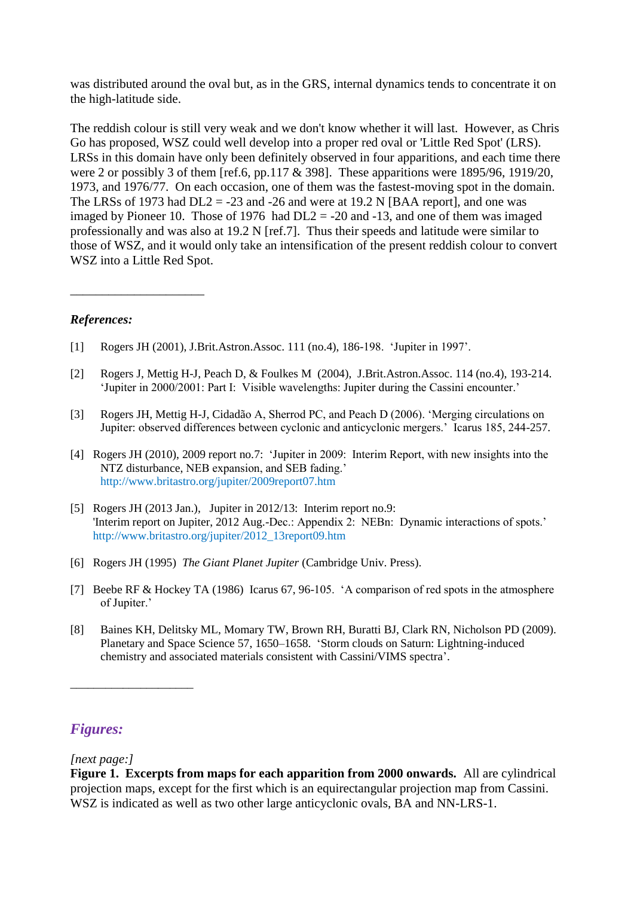was distributed around the oval but, as in the GRS, internal dynamics tends to concentrate it on the high-latitude side.

The reddish colour is still very weak and we don't know whether it will last. However, as Chris Go has proposed, WSZ could well develop into a proper red oval or 'Little Red Spot' (LRS). LRSs in this domain have only been definitely observed in four apparitions, and each time there were 2 or possibly 3 of them [ref.6, pp.117 & 398]. These apparitions were 1895/96, 1919/20, 1973, and 1976/77. On each occasion, one of them was the fastest-moving spot in the domain. The LRSs of 1973 had DL2 = -23 and -26 and were at 19.2 N [BAA report], and one was imaged by Pioneer 10. Those of 1976 had DL2 = -20 and -13, and one of them was imaged professionally and was also at 19.2 N [ref.7]. Thus their speeds and latitude were similar to those of WSZ, and it would only take an intensification of the present reddish colour to convert WSZ into a Little Red Spot.

---

***References:***

[1] Rogers JH (2001), J.Brit.Astron.Assoc. 111 (no.4), 186-198. 'Jupiter in 1997'.

[2] Rogers J, Mettig H-J, Peach D, & Foulkes M (2004), J.Brit.Astron.Assoc. 114 (no.4), 193-214. 'Jupiter in 2000/2001: Part I: Visible wavelengths: Jupiter during the Cassini encounter.'

[3] Rogers JH, Mettig H-J, Cidadão A, Sherrod PC, and Peach D (2006). 'Merging circulations on Jupiter: observed differences between cyclonic and anticyclonic mergers.' Icarus 185, 244-257.

[4] Rogers JH (2010), 2009 report no.7: 'Jupiter in 2009: Interim Report, with new insights into the NTZ disturbance, NEB expansion, and SEB fading.' http://www.britastro.org/jupiter/2009report07.htm

[5] Rogers JH (2013 Jan.), Jupiter in 2012/13: Interim report no.9: 'Interim report on Jupiter, 2012 Aug.-Dec.: Appendix 2: NEBn: Dynamic interactions of spots.' http://www.britastro.org/jupiter/2012_13report09.htm

[6] Rogers JH (1995) *The Giant Planet Jupiter* (Cambridge Univ. Press).

[7] Beebe RF & Hockey TA (1986) Icarus 67, 96-105. 'A comparison of red spots in the atmosphere of Jupiter.'

[8] Baines KH, Delitsky ML, Momary TW, Brown RH, Buratti BJ, Clark RN, Nicholson PD (2009). Planetary and Space Science 57, 1650–1658. 'Storm clouds on Saturn: Lightning-induced chemistry and associated materials consistent with Cassini/VIMS spectra'.

---

## ***Figures:***

*[next page:]*
**Figure 1. Excerpts from maps for each apparition from 2000 onwards.** All are cylindrical projection maps, except for the first which is an equirectangular projection map from Cassini. WSZ is indicated as well as two other large anticyclonic ovals, BA and NN-LRS-1.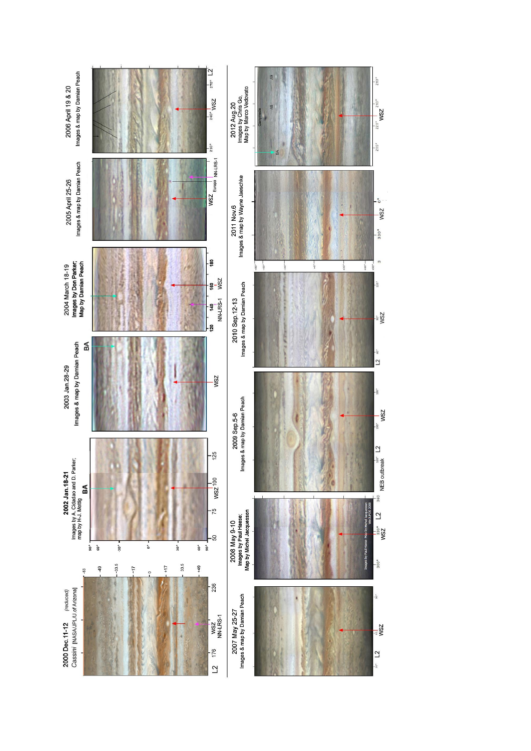2000 Dec.11-12 *(reduced)*
*Cassini* [NASA/JPL/U of Arizona]

-63, -49, -33.5, -17, 0, +17, 33.5, +49

L2 176 WSZ NN-LRS-1 236

2002 Jan.18-21
Images by A. Cidadao and D. Parker; map by H.-J. Mettig

BA

90°, 60°, 30°, 0°, 30°, 60°, 90°

50 75 WSZ 100 125

2003 Jan.28-29
Images & map by Damian Peach

BA

WSZ

2004 March 18-19
Images by Don Parker; Map by Damian Peach

120 140 NN-LRS-1 160 WSZ 180

2005 April 25-26
Images & map by Damian Peach

WSZ Europa NN-LRS-1

2006 April 19 & 20
Images & map by Damian Peach

210° 240° WSZ 270° L2

2007 May 25-27
Images & map by Damian Peach

L2 WSZ

2008 May 9-10
Images by Paul Haese; Map by Michel Jacquesson

300° 330° WSZ L2 360

Images by Paul Haese; Map by Michel Jacquesson WinJUPOS 2008

2009 Sep.5-6
Images & map by Damian Peach

NEB outbreak L2 WSZ

2010 Sep.12-13
Images & map by Damian Peach

L2 WSZ

2011 Nov.6
Images & map by Wayne Jaeschke

330° WSZ 0°

2012 Aug.20
Images by Chris Go, Map by Marco Vedovato

BA Ganymede A8 A9

210° 220° WSZ 240° 260°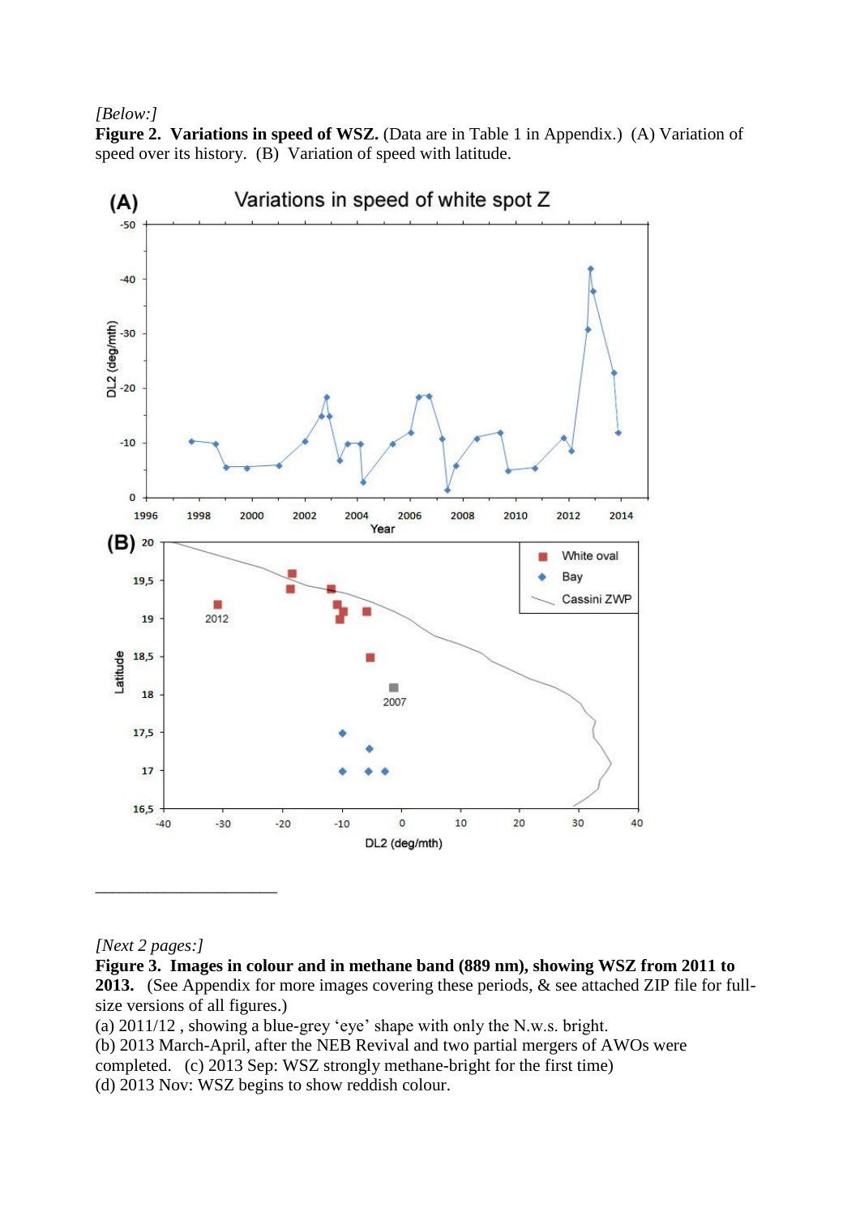*[Below:]*

**Figure 2. Variations in speed of WSZ.** (Data are in Table 1 in Appendix.) (A) Variation of speed over its history. (B) Variation of speed with latitude.

*[Next 2 pages:]*

**Figure 3. Images in colour and in methane band (889 nm), showing WSZ from 2011 to 2013.** (See Appendix for more images covering these periods, & see attached ZIP file for full-size versions of all figures.)

(a) 2011/12 , showing a blue-grey 'eye' shape with only the N.w.s. bright.

(b) 2013 March-April, after the NEB Revival and two partial mergers of AWOs were completed. (c) 2013 Sep: WSZ strongly methane-bright for the first time)

(d) 2013 Nov: WSZ begins to show reddish colour.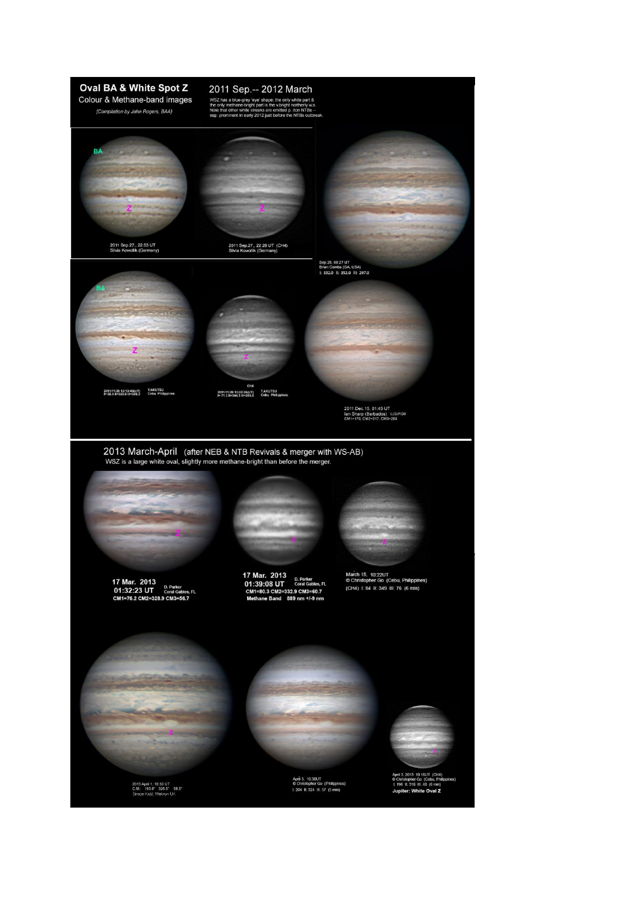# Oval BA & White Spot Z

Colour & Methane-band images

*[Compilation by John Rogers, BAA]*

## 2011 Sep.-- 2012 March

WSZ has a blue-grey 'eye' shape; the only white part & the only methane-bright part is the v.bright northerly w.s. Note that other white streaks are emitted p. it on NTBs -- esp. prominent in early 2012 just before the NTBs outbreak.

BA

Z

2011 Sep.27., 22:53 UT
Silvia Kowollik (Germany)

Z

2011 Sep.27., 22:28 UT (CH4)
Silvia Kowollik (Germany)

Sep.28, 08:27 UT
Brian Combs (GA, USA)
I: 332.0 II: 352.0 III: 297.0

BA

Z

2011/11/28 12:13:49(UT) TAKUTSU Cebu Philippines
I= 65.9 II=339.0 III=289.3

Z

CH4
2011/11/28 12:22:35(UT) TAKUTSU Cebu Philippines
I= 71.3 II=344.3 III=285.5

2011 Dec.15, 01:45 UT
Ian Sharp (Barbados) L(G)RGB
CM1=170, CM2=317, CM3=263

## 2013 March-April (after NEB & NTB Revivals & merger with WS-AB)

WSZ is a large white oval, slightly more methane-bright than before the merger.

Z

**17 Mar. 2013**
**01:32:23 UT** D. Parker Coral Gables, FL
**CM1=76.2 CM2=328.9 CM3=56.7**

Z

**17 Mar. 2013**
**01:39:08 UT** D. Parker Coral Gables, FL
**CM1=80.3 CM2=332.9 CM3=60.7**
**Methane Band 889 nm +/-9 nm**

Z

March 15, 10:22UT
© Christopher Go (Cebu, Philippines)
(CH4) I: 84 II: 349 III: 76 (6 min)

Z

2013 April 1, 18:50 UT
C.M.: 193.8° 326.5° 58.5°
Simon Kidd, Welwyn UK

April 3, 10:30UT
© Christopher Go (Philippines)
I: 204 II: 324 III: 57 (5 min)

Z

April 3, 2013 10:16UT (CH4)
© Christopher Go (Cebu, Philippines)
I: 196 II: 316 III: 48 (6 min)
**Jupiter: White Oval Z**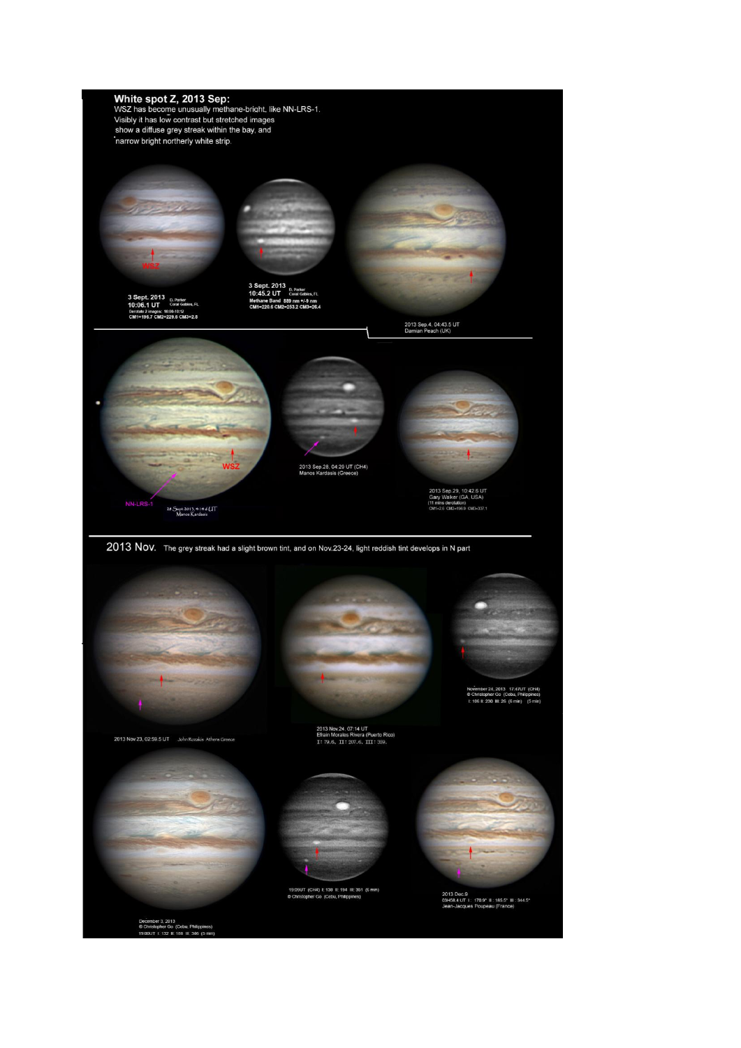## White spot Z, 2013 Sep:

WSZ has become unusually methane-bright, like NN-LRS-1. Visibly it has low contrast but stretched images show a diffuse grey streak within the bay, and narrow bright northerly white strip.

WSZ

3 Sept. 2013
10:06.1 UT D. Parker Coral Gables, FL
Derotate 2 images: 1008-1012
CM1=196.7 CM2=229.6 CM3=2.8

3 Sept. 2013
10:45.2 UT D. Parker Coral Gables, FL
Methane Band 889 nm +/-9 nm
CM1=220.6 CM2=253.2 CM3=26.4

2013 Sep.4, 04:43.5 UT
Damian Peach (UK)

WSZ

NN-LRS-1

28 Sept 2013 4:14.6 UT
Manos Kardasis

2013 Sep.28, 04:29 UT (CH4)
Manos Kardasis (Greece)

2013 Sep.29, 10:42.6 UT
Gary Walker (GA, USA)
(11 mins derotation)
CM1=2.6 CM2=196.9 CM3=337.1

## 2013 Nov.

The grey streak had a slight brown tint, and on Nov.23-24, light reddish tint develops in N part

2013 Nov.23, 02:59.5 UT John Rozakis Athens Greece

2013 Nov.24, 07:14 UT
Efrain Morales Rivera (Puerto Rico)
I: 79.6, II: 207.6, III: 359.

November 24, 2013 17:47UT (CH4)
© Christopher Go (Cebu, Philippines)
I: 186 II: 230 III: 26 (6 min) (5 min)

December 3, 2013
© Christopher Go (Cebu, Philippines)
19:00UT I: 132 II: 188 III: 346 (5 min)

19:09UT (CH4) I: 138 II: 194 III: 351 (6 min)
© Christopher Go (Cebu, Philippines)

2013 Dec.9
03h58.4 UT I : 170.9° II : 165.5° III : 344.5°
Jean-Jacques Poupeau (France)